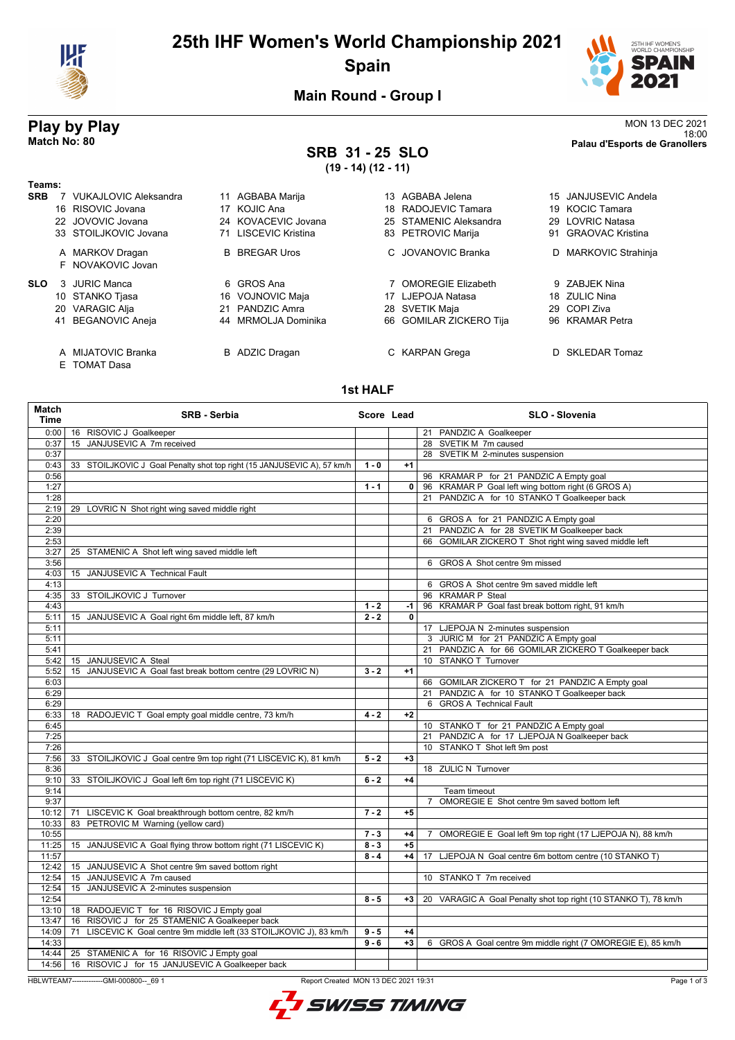# 25th IHF Women's World Championship 2021

## Spain

### Main Round - Group I

## Play by Play

**Match No: 80**

MON 13 DEC 2021
18:00
**Palau d'Esports de Granollers**

## SRB 31 - 25 SLO

**(19 - 14) (12 - 11)**

**Teams:**

**SRB**
7 VUKAJLOVIC Aleksandra, 11 AGBABA Marija, 13 AGBABA Jelena, 15 JANJUSEVIC Andela, 16 RISOVIC Jovana, 17 KOJIC Ana, 18 RADOJEVIC Tamara, 19 KOCIC Tamara, 22 JOVOVIC Jovana, 24 KOVACEVIC Jovana, 25 STAMENIC Aleksandra, 29 LOVRIC Natasa, 33 STOILJKOVIC Jovana, 71 LISCEVIC Kristina, 83 PETROVIC Marija, 91 GRAOVAC Kristina

A MARKOV Dragan, B BREGAR Uros, C JOVANOVIC Branka, D MARKOVIC Strahinja, F NOVAKOVIC Jovan

**SLO**
3 JURIC Manca, 6 GROS Ana, 7 OMOREGIE Elizabeth, 9 ZABJEK Nina, 10 STANKO Tjasa, 16 VOJNOVIC Maja, 17 LJEPOJA Natasa, 18 ZULIC Nina, 20 VARAGIC Alja, 21 PANDZIC Amra, 28 SVETIK Maja, 29 COPI Ziva, 41 BEGANOVIC Aneja, 44 MRMOLJA Dominika, 66 GOMILAR ZICKERO Tija, 96 KRAMAR Petra

A MIJATOVIC Branka, B ADZIC Dragan, C KARPAN Grega, D SKLEDAR Tomaz, E TOMAT Dasa

### 1st HALF

| Match Time | SRB - Serbia | Score | Lead | SLO - Slovenia |
|---|---|---|---|---|
| 0:00 | 16 RISOVIC J Goalkeeper | | | 21 PANDZIC A Goalkeeper |
| 0:37 | 15 JANJUSEVIC A 7m received | | | 28 SVETIK M 7m caused |
| 0:37 | | | | 28 SVETIK M 2-minutes suspension |
| 0:43 | 33 STOILJKOVIC J Goal Penalty shot top right (15 JANJUSEVIC A), 57 km/h | 1 - 0 | +1 | |
| 0:56 | | | | 96 KRAMAR P for 21 PANDZIC A Empty goal |
| 1:27 | | 1 - 1 | 0 | 96 KRAMAR P Goal left wing bottom right (6 GROS A) |
| 1:28 | | | | 21 PANDZIC A for 10 STANKO T Goalkeeper back |
| 2:19 | 29 LOVRIC N Shot right wing saved middle right | | | |
| 2:20 | | | | 6 GROS A for 21 PANDZIC A Empty goal |
| 2:39 | | | | 21 PANDZIC A for 28 SVETIK M Goalkeeper back |
| 2:53 | | | | 66 GOMILAR ZICKERO T Shot right wing saved middle left |
| 3:27 | 25 STAMENIC A Shot left wing saved middle left | | | |
| 3:56 | | | | 6 GROS A Shot centre 9m missed |
| 4:03 | 15 JANJUSEVIC A Technical Fault | | | |
| 4:13 | | | | 6 GROS A Shot centre 9m saved middle left |
| 4:35 | 33 STOILJKOVIC J Turnover | | | 96 KRAMAR P Steal |
| 4:43 | | 1 - 2 | -1 | 96 KRAMAR P Goal fast break bottom right, 91 km/h |
| 5:11 | 15 JANJUSEVIC A Goal right 6m middle left, 87 km/h | 2 - 2 | 0 | |
| 5:11 | | | | 17 LJEPOJA N 2-minutes suspension |
| 5:11 | | | | 3 JURIC M for 21 PANDZIC A Empty goal |
| 5:41 | | | | 21 PANDZIC A for 66 GOMILAR ZICKERO T Goalkeeper back |
| 5:42 | 15 JANJUSEVIC A Steal | | | 10 STANKO T Turnover |
| 5:52 | 15 JANJUSEVIC A Goal fast break bottom centre (29 LOVRIC N) | 3 - 2 | +1 | |
| 6:03 | | | | 66 GOMILAR ZICKERO T for 21 PANDZIC A Empty goal |
| 6:29 | | | | 21 PANDZIC A for 10 STANKO T Goalkeeper back |
| 6:29 | | | | 6 GROS A Technical Fault |
| 6:33 | 18 RADOJEVIC T Goal empty goal middle centre, 73 km/h | 4 - 2 | +2 | |
| 6:45 | | | | 10 STANKO T for 21 PANDZIC A Empty goal |
| 7:25 | | | | 21 PANDZIC A for 17 LJEPOJA N Goalkeeper back |
| 7:26 | | | | 10 STANKO T Shot left 9m post |
| 7:56 | 33 STOILJKOVIC J Goal centre 9m top right (71 LISCEVIC K), 81 km/h | 5 - 2 | +3 | |
| 8:36 | | | | 18 ZULIC N Turnover |
| 9:10 | 33 STOILJKOVIC J Goal left 6m top right (71 LISCEVIC K) | 6 - 2 | +4 | |
| 9:14 | | | | Team timeout |
| 9:37 | | | | 7 OMOREGIE E Shot centre 9m saved bottom left |
| 10:12 | 71 LISCEVIC K Goal breakthrough bottom centre, 82 km/h | 7 - 2 | +5 | |
| 10:33 | 83 PETROVIC M Warning (yellow card) | | | |
| 10:55 | | 7 - 3 | +4 | 7 OMOREGIE E Goal left 9m top right (17 LJEPOJA N), 88 km/h |
| 11:25 | 15 JANJUSEVIC A Goal flying throw bottom right (71 LISCEVIC K) | 8 - 3 | +5 | |
| 11:57 | | 8 - 4 | +4 | 17 LJEPOJA N Goal centre 6m bottom centre (10 STANKO T) |
| 12:42 | 15 JANJUSEVIC A Shot centre 9m saved bottom right | | | |
| 12:54 | 15 JANJUSEVIC A 7m caused | | | 10 STANKO T 7m received |
| 12:54 | 15 JANJUSEVIC A 2-minutes suspension | | | |
| 12:54 | | 8 - 5 | +3 | 20 VARAGIC A Goal Penalty shot top right (10 STANKO T), 78 km/h |
| 13:10 | 18 RADOJEVIC T for 16 RISOVIC J Empty goal | | | |
| 13:47 | 16 RISOVIC J for 25 STAMENIC A Goalkeeper back | | | |
| 14:09 | 71 LISCEVIC K Goal centre 9m middle left (33 STOILJKOVIC J), 83 km/h | 9 - 5 | +4 | |
| 14:33 | | 9 - 6 | +3 | 6 GROS A Goal centre 9m middle right (7 OMOREGIE E), 85 km/h |
| 14:44 | 25 STAMENIC A for 16 RISOVIC J Empty goal | | | |
| 14:56 | 16 RISOVIC J for 15 JANJUSEVIC A Goalkeeper back | | | |

HBLWTEAM7-------------GMI-000800--_69 1 Report Created MON 13 DEC 2021 19:31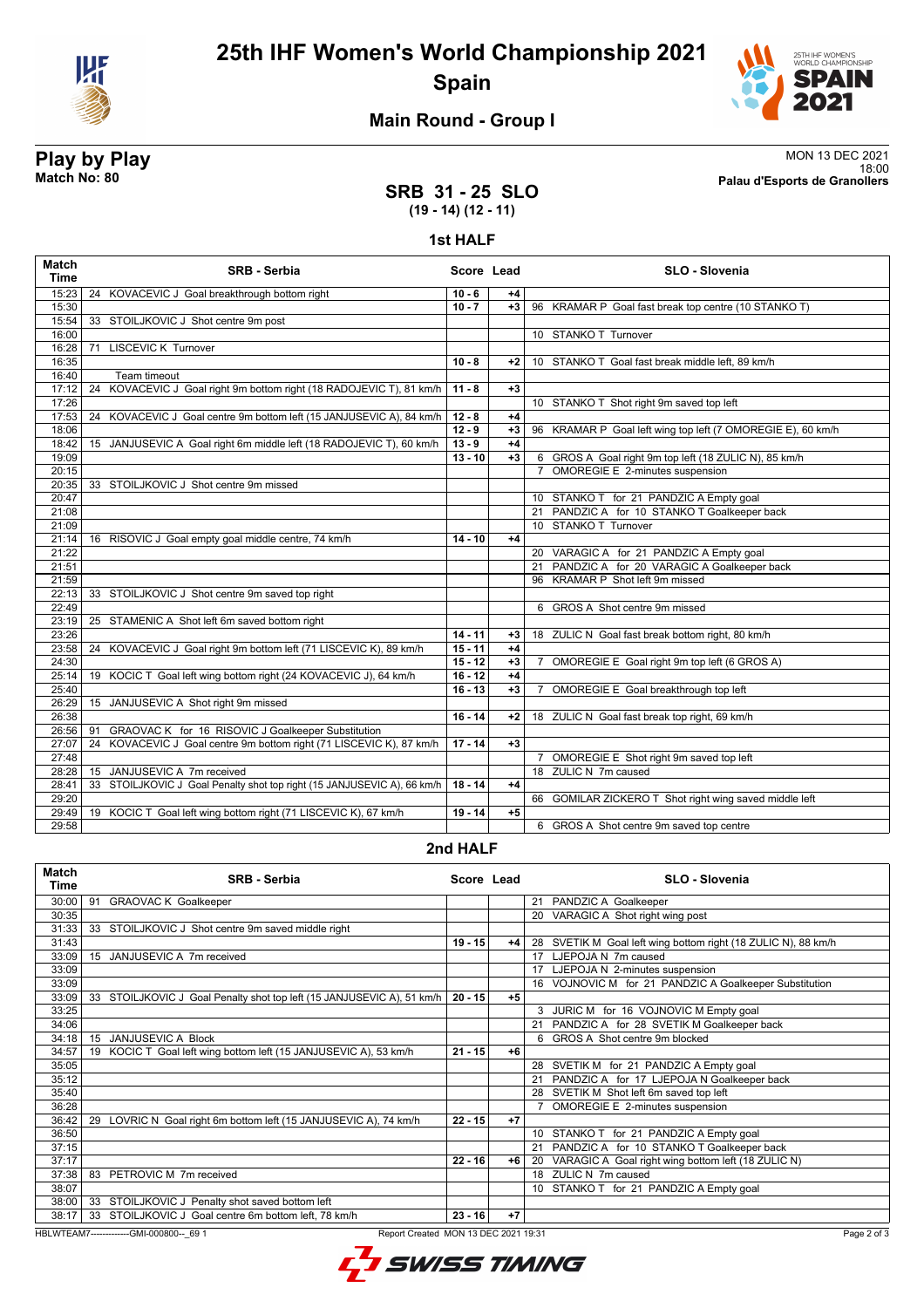# 25th IHF Women's World Championship 2021
## Spain

### Main Round - Group I

**Play by Play**
**Match No: 80**

MON 13 DEC 2021
18:00
**Palau d'Esports de Granollers**

## SRB 31 - 25 SLO
**(19 - 14) (12 - 11)**

### 1st HALF

| Match Time | SRB - Serbia | Score | Lead | SLO - Slovenia |
|---|---|---|---|---|
| 15:23 | 24 KOVACEVIC J Goal breakthrough bottom right | 10 - 6 | +4 | |
| 15:30 | | 10 - 7 | +3 | 96 KRAMAR P Goal fast break top centre (10 STANKO T) |
| 15:54 | 33 STOILJKOVIC J Shot centre 9m post | | | |
| 16:00 | | | | 10 STANKO T Turnover |
| 16:28 | 71 LISCEVIC K Turnover | | | |
| 16:35 | | 10 - 8 | +2 | 10 STANKO T Goal fast break middle left, 89 km/h |
| 16:40 | Team timeout | | | |
| 17:12 | 24 KOVACEVIC J Goal right 9m bottom right (18 RADOJEVIC T), 81 km/h | 11 - 8 | +3 | |
| 17:26 | | | | 10 STANKO T Shot right 9m saved top left |
| 17:53 | 24 KOVACEVIC J Goal centre 9m bottom left (15 JANJUSEVIC A), 84 km/h | 12 - 8 | +4 | |
| 18:06 | | 12 - 9 | +3 | 96 KRAMAR P Goal left wing top left (7 OMOREGIE E), 60 km/h |
| 18:42 | 15 JANJUSEVIC A Goal right 6m middle left (18 RADOJEVIC T), 60 km/h | 13 - 9 | +4 | |
| 19:09 | | 13 - 10 | +3 | 6 GROS A Goal right 9m top left (18 ZULIC N), 85 km/h |
| 20:15 | | | | 7 OMOREGIE E 2-minutes suspension |
| 20:35 | 33 STOILJKOVIC J Shot centre 9m missed | | | |
| 20:47 | | | | 10 STANKO T for 21 PANDZIC A Empty goal |
| 21:08 | | | | 21 PANDZIC A for 10 STANKO T Goalkeeper back |
| 21:09 | | | | 10 STANKO T Turnover |
| 21:14 | 16 RISOVIC J Goal empty goal middle centre, 74 km/h | 14 - 10 | +4 | |
| 21:22 | | | | 20 VARAGIC A for 21 PANDZIC A Empty goal |
| 21:51 | | | | 21 PANDZIC A for 20 VARAGIC A Goalkeeper back |
| 21:59 | | | | 96 KRAMAR P Shot left 9m missed |
| 22:13 | 33 STOILJKOVIC J Shot centre 9m saved top right | | | |
| 22:49 | | | | 6 GROS A Shot centre 9m missed |
| 23:19 | 25 STAMENIC A Shot left 6m saved bottom right | | | |
| 23:26 | | 14 - 11 | +3 | 18 ZULIC N Goal fast break bottom right, 80 km/h |
| 23:58 | 24 KOVACEVIC J Goal right 9m bottom left (71 LISCEVIC K), 89 km/h | 15 - 11 | +4 | |
| 24:30 | | 15 - 12 | +3 | 7 OMOREGIE E Goal right 9m top left (6 GROS A) |
| 25:14 | 19 KOCIC T Goal left wing bottom right (24 KOVACEVIC J), 64 km/h | 16 - 12 | +4 | |
| 25:40 | | 16 - 13 | +3 | 7 OMOREGIE E Goal breakthrough top left |
| 26:29 | 15 JANJUSEVIC A Shot right 9m missed | | | |
| 26:38 | | 16 - 14 | +2 | 18 ZULIC N Goal fast break top right, 69 km/h |
| 26:56 | 91 GRAOVAC K for 16 RISOVIC J Goalkeeper Substitution | | | |
| 27:07 | 24 KOVACEVIC J Goal centre 9m bottom right (71 LISCEVIC K), 87 km/h | 17 - 14 | +3 | |
| 27:48 | | | | 7 OMOREGIE E Shot right 9m saved top left |
| 28:28 | 15 JANJUSEVIC A 7m received | | | 18 ZULIC N 7m caused |
| 28:41 | 33 STOILJKOVIC J Goal Penalty shot top right (15 JANJUSEVIC A), 66 km/h | 18 - 14 | +4 | |
| 29:20 | | | | 66 GOMILAR ZICKERO T Shot right wing saved middle left |
| 29:49 | 19 KOCIC T Goal left wing bottom right (71 LISCEVIC K), 67 km/h | 19 - 14 | +5 | |
| 29:58 | | | | 6 GROS A Shot centre 9m saved top centre |

### 2nd HALF

| Match Time | SRB - Serbia | Score | Lead | SLO - Slovenia |
|---|---|---|---|---|
| 30:00 | 91 GRAOVAC K Goalkeeper | | | 21 PANDZIC A Goalkeeper |
| 30:35 | | | | 20 VARAGIC A Shot right wing post |
| 31:33 | 33 STOILJKOVIC J Shot centre 9m saved middle right | | | |
| 31:43 | | 19 - 15 | +4 | 28 SVETIK M Goal left wing bottom right (18 ZULIC N), 88 km/h |
| 33:09 | 15 JANJUSEVIC A 7m received | | | 17 LJEPOJA N 7m caused |
| 33:09 | | | | 17 LJEPOJA N 2-minutes suspension |
| 33:09 | | | | 16 VOJNOVIC M for 21 PANDZIC A Goalkeeper Substitution |
| 33:09 | 33 STOILJKOVIC J Goal Penalty shot top left (15 JANJUSEVIC A), 51 km/h | 20 - 15 | +5 | |
| 33:25 | | | | 3 JURIC M for 16 VOJNOVIC M Empty goal |
| 34:06 | | | | 21 PANDZIC A for 28 SVETIK M Goalkeeper back |
| 34:18 | 15 JANJUSEVIC A Block | | | 6 GROS A Shot centre 9m blocked |
| 34:57 | 19 KOCIC T Goal left wing bottom left (15 JANJUSEVIC A), 53 km/h | 21 - 15 | +6 | |
| 35:05 | | | | 28 SVETIK M for 21 PANDZIC A Empty goal |
| 35:12 | | | | 21 PANDZIC A for 17 LJEPOJA N Goalkeeper back |
| 35:40 | | | | 28 SVETIK M Shot left 6m saved top left |
| 36:28 | | | | 7 OMOREGIE E 2-minutes suspension |
| 36:42 | 29 LOVRIC N Goal right 6m bottom left (15 JANJUSEVIC A), 74 km/h | 22 - 15 | +7 | |
| 36:50 | | | | 10 STANKO T for 21 PANDZIC A Empty goal |
| 37:15 | | | | 21 PANDZIC A for 10 STANKO T Goalkeeper back |
| 37:17 | | 22 - 16 | +6 | 20 VARAGIC A Goal right wing bottom left (18 ZULIC N) |
| 37:38 | 83 PETROVIC M 7m received | | | 18 ZULIC N 7m caused |
| 38:07 | | | | 10 STANKO T for 21 PANDZIC A Empty goal |
| 38:00 | 33 STOILJKOVIC J Penalty shot saved bottom left | | | |
| 38:17 | 33 STOILJKOVIC J Goal centre 6m bottom left, 78 km/h | 23 - 16 | +7 | |

HBLWTEAM7-------------GMI-000800--_69 1 Report Created MON 13 DEC 2021 19:31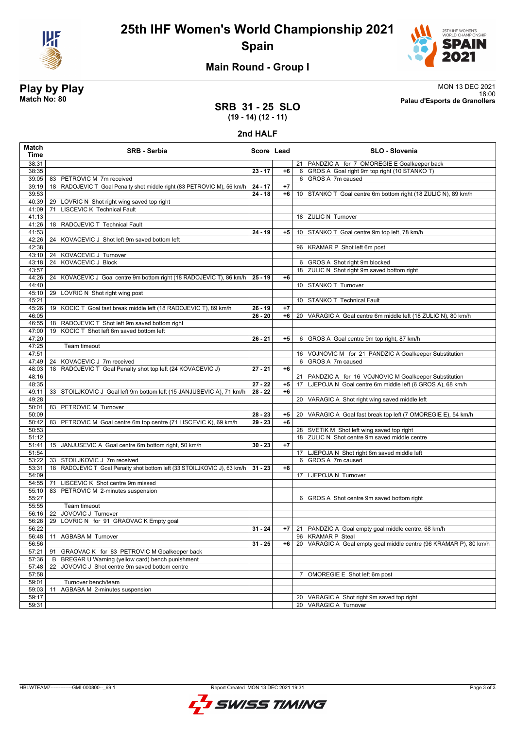# 25th IHF Women's World Championship 2021

**Spain**

## Main Round - Group I

**Play by Play**
**Match No: 80**

MON 13 DEC 2021
18:00
**Palau d'Esports de Granollers**

### SRB 31 - 25 SLO

**(19 - 14) (12 - 11)**

### 2nd HALF

| Match Time | SRB - Serbia | Score | Lead | SLO - Slovenia |
|---|---|---|---|---|
| 38:31 | | | | 21 PANDZIC A for 7 OMOREGIE E Goalkeeper back |
| 38:35 | | 23 - 17 | +6 | 6 GROS A Goal right 9m top right (10 STANKO T) |
| 39:05 | 83 PETROVIC M 7m received | | | 6 GROS A 7m caused |
| 39:19 | 18 RADOJEVIC T Goal Penalty shot middle right (83 PETROVIC M), 56 km/h | 24 - 17 | +7 | |
| 39:53 | | 24 - 18 | +6 | 10 STANKO T Goal centre 6m bottom right (18 ZULIC N), 89 km/h |
| 40:39 | 29 LOVRIC N Shot right wing saved top right | | | |
| 41:09 | 71 LISCEVIC K Technical Fault | | | |
| 41:13 | | | | 18 ZULIC N Turnover |
| 41:26 | 18 RADOJEVIC T Technical Fault | | | |
| 41:53 | | 24 - 19 | +5 | 10 STANKO T Goal centre 9m top left, 78 km/h |
| 42:26 | 24 KOVACEVIC J Shot left 9m saved bottom left | | | |
| 42:38 | | | | 96 KRAMAR P Shot left 6m post |
| 43:10 | 24 KOVACEVIC J Turnover | | | |
| 43:18 | 24 KOVACEVIC J Block | | | 6 GROS A Shot right 9m blocked |
| 43:57 | | | | 18 ZULIC N Shot right 9m saved bottom right |
| 44:26 | 24 KOVACEVIC J Goal centre 9m bottom right (18 RADOJEVIC T), 86 km/h | 25 - 19 | +6 | |
| 44:40 | | | | 10 STANKO T Turnover |
| 45:10 | 29 LOVRIC N Shot right wing post | | | |
| 45:21 | | | | 10 STANKO T Technical Fault |
| 45:26 | 19 KOCIC T Goal fast break middle left (18 RADOJEVIC T), 89 km/h | 26 - 19 | +7 | |
| 46:05 | | 26 - 20 | +6 | 20 VARAGIC A Goal centre 6m middle left (18 ZULIC N), 80 km/h |
| 46:55 | 18 RADOJEVIC T Shot left 9m saved bottom right | | | |
| 47:00 | 19 KOCIC T Shot left 6m saved bottom left | | | |
| 47:20 | | 26 - 21 | +5 | 6 GROS A Goal centre 9m top right, 87 km/h |
| 47:25 | Team timeout | | | |
| 47:51 | | | | 16 VOJNOVIC M for 21 PANDZIC A Goalkeeper Substitution |
| 47:49 | 24 KOVACEVIC J 7m received | | | 6 GROS A 7m caused |
| 48:03 | 18 RADOJEVIC T Goal Penalty shot top left (24 KOVACEVIC J) | 27 - 21 | +6 | |
| 48:16 | | | | 21 PANDZIC A for 16 VOJNOVIC M Goalkeeper Substitution |
| 48:35 | | 27 - 22 | +5 | 17 LJEPOJA N Goal centre 6m middle left (6 GROS A), 68 km/h |
| 49:11 | 33 STOILJKOVIC J Goal left 9m bottom left (15 JANJUSEVIC A), 71 km/h | 28 - 22 | +6 | |
| 49:28 | | | | 20 VARAGIC A Shot right wing saved middle left |
| 50:01 | 83 PETROVIC M Turnover | | | |
| 50:09 | | 28 - 23 | +5 | 20 VARAGIC A Goal fast break top left (7 OMOREGIE E), 54 km/h |
| 50:42 | 83 PETROVIC M Goal centre 6m top centre (71 LISCEVIC K), 69 km/h | 29 - 23 | +6 | |
| 50:53 | | | | 28 SVETIK M Shot left wing saved top right |
| 51:12 | | | | 18 ZULIC N Shot centre 9m saved middle centre |
| 51:41 | 15 JANJUSEVIC A Goal centre 6m bottom right, 50 km/h | 30 - 23 | +7 | |
| 51:54 | | | | 17 LJEPOJA N Shot right 6m saved middle left |
| 53:22 | 33 STOILJKOVIC J 7m received | | | 6 GROS A 7m caused |
| 53:31 | 18 RADOJEVIC T Goal Penalty shot bottom left (33 STOILJKOVIC J), 63 km/h | 31 - 23 | +8 | |
| 54:09 | | | | 17 LJEPOJA N Turnover |
| 54:55 | 71 LISCEVIC K Shot centre 9m missed | | | |
| 55:10 | 83 PETROVIC M 2-minutes suspension | | | |
| 55:27 | | | | 6 GROS A Shot centre 9m saved bottom right |
| 55:55 | Team timeout | | | |
| 56:16 | 22 JOVOVIC J Turnover | | | |
| 56:26 | 29 LOVRIC N for 91 GRAOVAC K Empty goal | | | |
| 56:22 | | 31 - 24 | +7 | 21 PANDZIC A Goal empty goal middle centre, 68 km/h |
| 56:48 | 11 AGBABA M Turnover | | | 96 KRAMAR P Steal |
| 56:56 | | 31 - 25 | +6 | 20 VARAGIC A Goal empty goal middle centre (96 KRAMAR P), 80 km/h |
| 57:21 | 91 GRAOVAC K for 83 PETROVIC M Goalkeeper back | | | |
| 57:36 | B BREGAR U Warning (yellow card) bench punishment | | | |
| 57:48 | 22 JOVOVIC J Shot centre 9m saved bottom centre | | | |
| 57:58 | | | | 7 OMOREGIE E Shot left 6m post |
| 59:01 | Turnover bench/team | | | |
| 59:03 | 11 AGBABA M 2-minutes suspension | | | |
| 59:17 | | | | 20 VARAGIC A Shot right 9m saved top right |
| 59:31 | | | | 20 VARAGIC A Turnover |

HBLWTEAM7-------------GMI-000800--_69 1 Report Created MON 13 DEC 2021 19:31